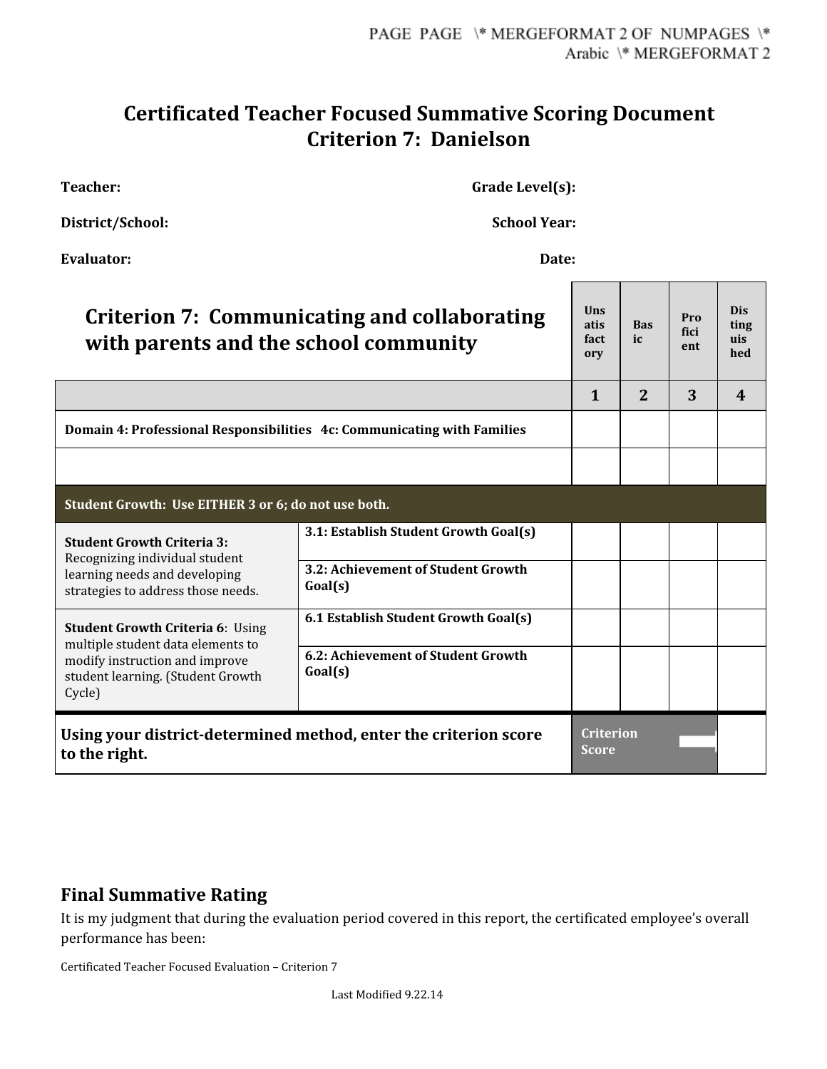# Certificated Teacher Focused Summative Scoring Document
# Criterion 7: Danielson

**Teacher:** **Grade Level(s):**

**District/School:** **School Year:**

**Evaluator:** **Date:**

| **Criterion 7: Communicating and collaborating with parents and the school community** | | Unsatisfactory | Basic | Proficient | Distinguished |
|---|---|---|---|---|---|
| | | **1** | **2** | **3** | **4** |
| **Domain 4: Professional Responsibilities 4c: Communicating with Families** | | | | | |
| | | | | | |
| **Student Growth: Use EITHER 3 or 6; do not use both.** | | | | | |
| **Student Growth Criteria 3:** Recognizing individual student learning needs and developing strategies to address those needs. | **3.1: Establish Student Growth Goal(s)** | | | | |
| | **3.2: Achievement of Student Growth Goal(s)** | | | | |
| **Student Growth Criteria 6**: Using multiple student data elements to modify instruction and improve student learning. (Student Growth Cycle) | **6.1 Establish Student Growth Goal(s)** | | | | |
| | **6.2: Achievement of Student Growth Goal(s)** | | | | |
| **Using your district-determined method, enter the criterion score to the right.** | | **Criterion Score** | | | |

## Final Summative Rating

It is my judgment that during the evaluation period covered in this report, the certificated employee's overall performance has been:

Certificated Teacher Focused Evaluation – Criterion 7

Last Modified 9.22.14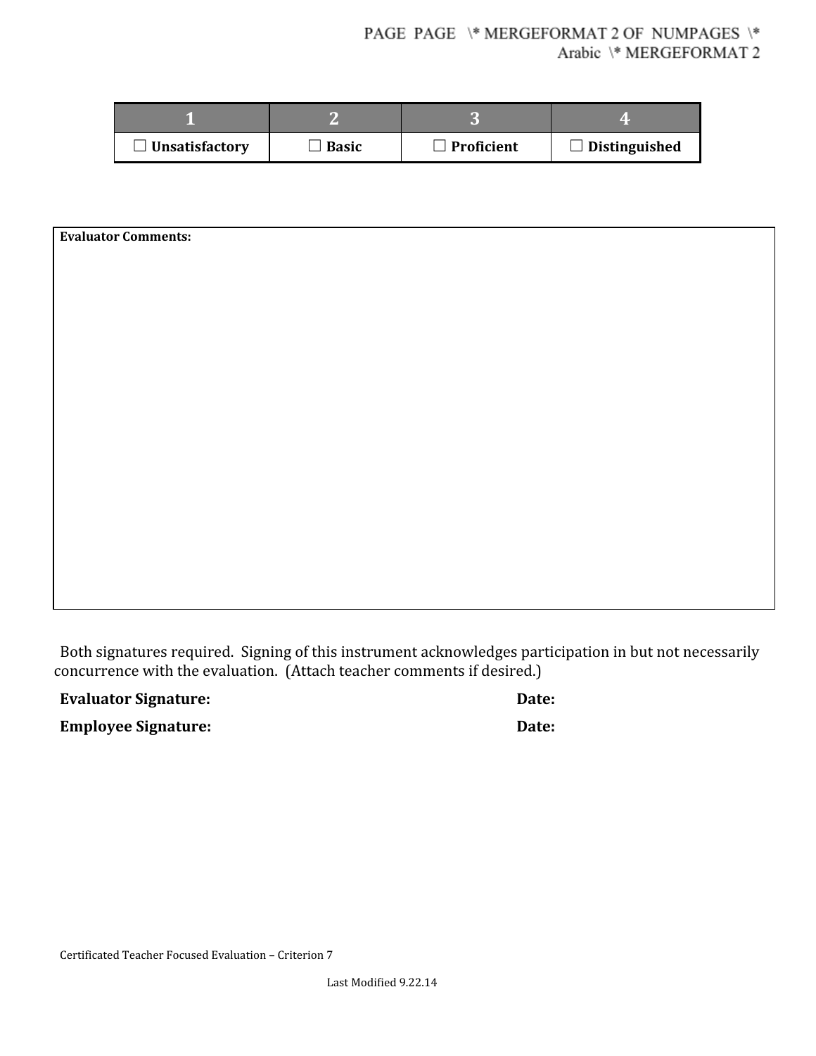| 1 | 2 | 3 | 4 |
| --- | --- | --- | --- |
| ☐ **Unsatisfactory** | ☐ **Basic** | ☐ **Proficient** | ☐ **Distinguished** |

| **Evaluator Comments:** |
| --- |
| |

Both signatures required. Signing of this instrument acknowledges participation in but not necessarily concurrence with the evaluation. (Attach teacher comments if desired.)

**Evaluator Signature:** **Date:**

**Employee Signature:** **Date:**

Certificated Teacher Focused Evaluation – Criterion 7

Last Modified 9.22.14